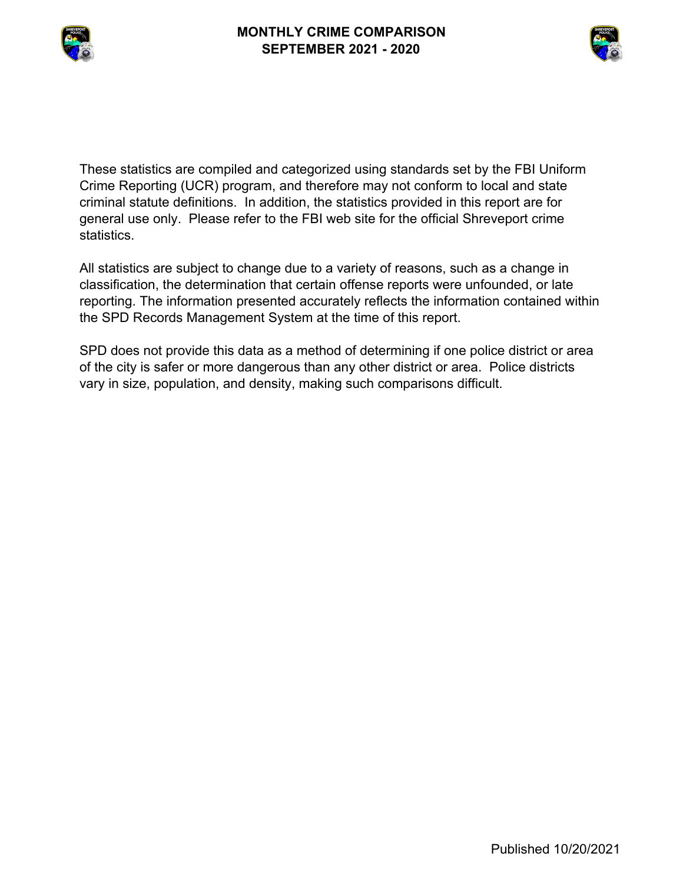# MONTHLY CRIME COMPARISON
## SEPTEMBER 2021 - 2020

These statistics are compiled and categorized using standards set by the FBI Uniform Crime Reporting (UCR) program, and therefore may not conform to local and state criminal statute definitions. In addition, the statistics provided in this report are for general use only. Please refer to the FBI web site for the official Shreveport crime statistics.

All statistics are subject to change due to a variety of reasons, such as a change in classification, the determination that certain offense reports were unfounded, or late reporting. The information presented accurately reflects the information contained within the SPD Records Management System at the time of this report.

SPD does not provide this data as a method of determining if one police district or area of the city is safer or more dangerous than any other district or area. Police districts vary in size, population, and density, making such comparisons difficult.

Published 10/20/2021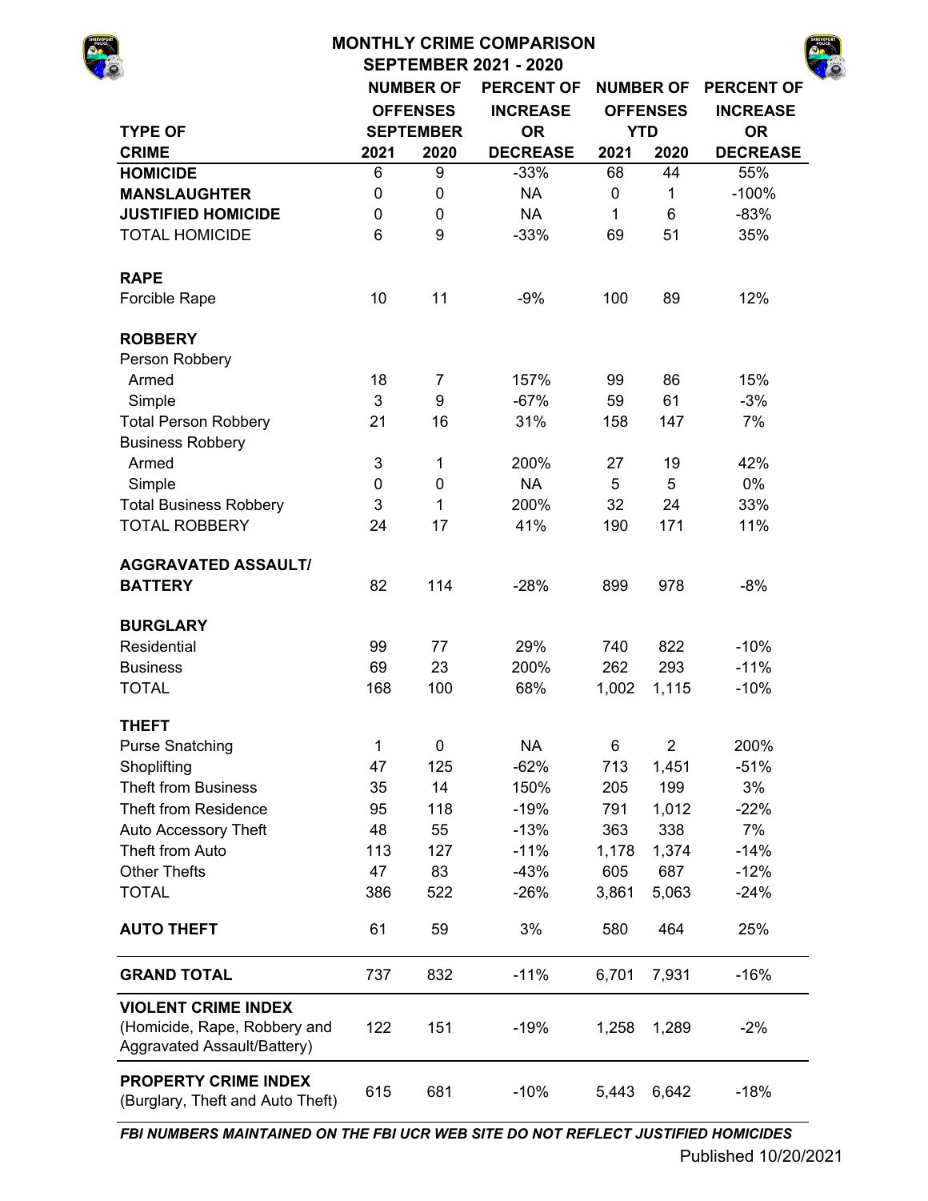# MONTHLY CRIME COMPARISON

## SEPTEMBER 2021 - 2020

| TYPE OF CRIME | NUMBER OF OFFENSES SEPTEMBER 2021 | 2020 | PERCENT OF INCREASE OR DECREASE | NUMBER OF OFFENSES YTD 2021 | 2020 | PERCENT OF INCREASE OR DECREASE |
|---|---|---|---|---|---|---|
| **HOMICIDE** | 6 | 9 | -33% | 68 | 44 | 55% |
| **MANSLAUGHTER** | 0 | 0 | NA | 0 | 1 | -100% |
| **JUSTIFIED HOMICIDE** | 0 | 0 | NA | 1 | 6 | -83% |
| TOTAL HOMICIDE | 6 | 9 | -33% | 69 | 51 | 35% |
| **RAPE** | | | | | | |
| Forcible Rape | 10 | 11 | -9% | 100 | 89 | 12% |
| **ROBBERY** | | | | | | |
| Person Robbery | | | | | | |
| Armed | 18 | 7 | 157% | 99 | 86 | 15% |
| Simple | 3 | 9 | -67% | 59 | 61 | -3% |
| Total Person Robbery | 21 | 16 | 31% | 158 | 147 | 7% |
| Business Robbery | | | | | | |
| Armed | 3 | 1 | 200% | 27 | 19 | 42% |
| Simple | 0 | 0 | NA | 5 | 5 | 0% |
| Total Business Robbery | 3 | 1 | 200% | 32 | 24 | 33% |
| TOTAL ROBBERY | 24 | 17 | 41% | 190 | 171 | 11% |
| **AGGRAVATED ASSAULT/ BATTERY** | 82 | 114 | -28% | 899 | 978 | -8% |
| **BURGLARY** | | | | | | |
| Residential | 99 | 77 | 29% | 740 | 822 | -10% |
| Business | 69 | 23 | 200% | 262 | 293 | -11% |
| TOTAL | 168 | 100 | 68% | 1,002 | 1,115 | -10% |
| **THEFT** | | | | | | |
| Purse Snatching | 1 | 0 | NA | 6 | 2 | 200% |
| Shoplifting | 47 | 125 | -62% | 713 | 1,451 | -51% |
| Theft from Business | 35 | 14 | 150% | 205 | 199 | 3% |
| Theft from Residence | 95 | 118 | -19% | 791 | 1,012 | -22% |
| Auto Accessory Theft | 48 | 55 | -13% | 363 | 338 | 7% |
| Theft from Auto | 113 | 127 | -11% | 1,178 | 1,374 | -14% |
| Other Thefts | 47 | 83 | -43% | 605 | 687 | -12% |
| TOTAL | 386 | 522 | -26% | 3,861 | 5,063 | -24% |
| **AUTO THEFT** | 61 | 59 | 3% | 580 | 464 | 25% |
| **GRAND TOTAL** | 737 | 832 | -11% | 6,701 | 7,931 | -16% |
| **VIOLENT CRIME INDEX** (Homicide, Rape, Robbery and Aggravated Assault/Battery) | 122 | 151 | -19% | 1,258 | 1,289 | -2% |
| **PROPERTY CRIME INDEX** (Burglary, Theft and Auto Theft) | 615 | 681 | -10% | 5,443 | 6,642 | -18% |

***FBI NUMBERS MAINTAINED ON THE FBI UCR WEB SITE DO NOT REFLECT JUSTIFIED HOMICIDES***

Published 10/20/2021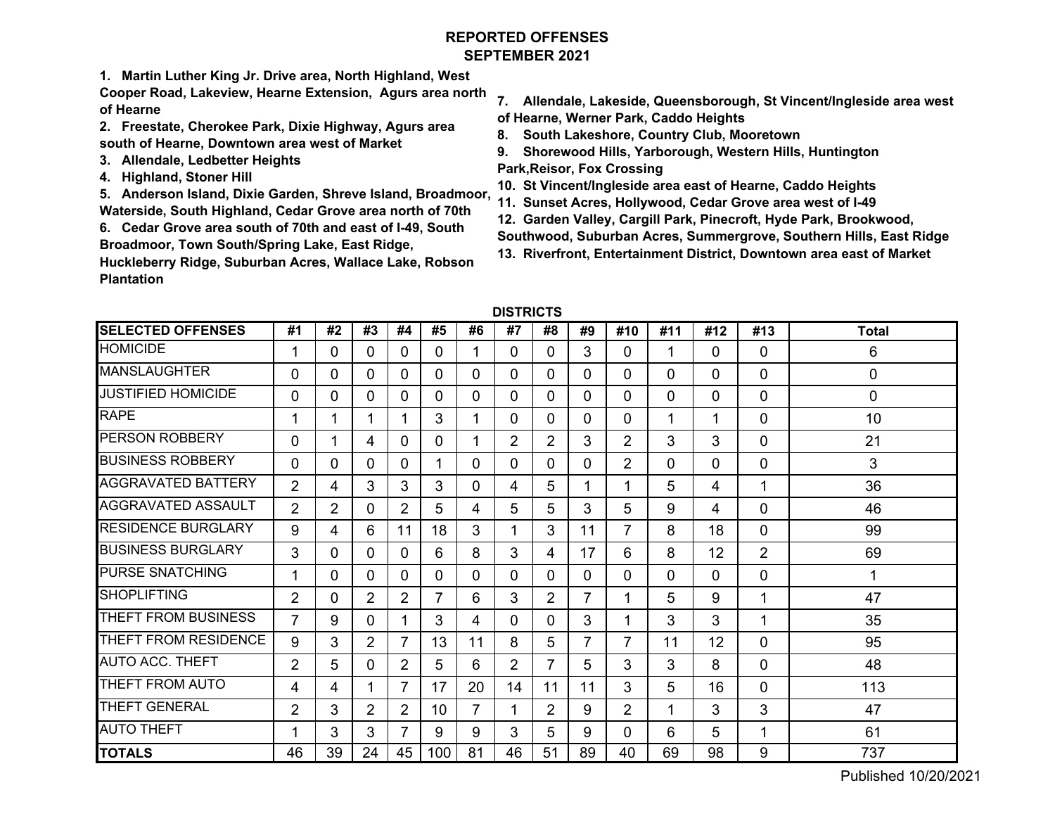# REPORTED OFFENSES
## SEPTEMBER 2021

**1. Martin Luther King Jr. Drive area, North Highland, West Cooper Road, Lakeview, Hearne Extension, Agurs area north of Hearne**
**2. Freestate, Cherokee Park, Dixie Highway, Agurs area south of Hearne, Downtown area west of Market**
**3. Allendale, Ledbetter Heights**
**4. Highland, Stoner Hill**
**5. Anderson Island, Dixie Garden, Shreve Island, Broadmoor, Waterside, South Highland, Cedar Grove area north of 70th**
**6. Cedar Grove area south of 70th and east of I-49, South Broadmoor, Town South/Spring Lake, East Ridge, Huckleberry Ridge, Suburban Acres, Wallace Lake, Robson Plantation**
**7. Allendale, Lakeside, Queensborough, St Vincent/Ingleside area west of Hearne, Werner Park, Caddo Heights**
**8. South Lakeshore, Country Club, Mooretown**
**9. Shorewood Hills, Yarborough, Western Hills, Huntington Park,Reisor, Fox Crossing**
**10. St Vincent/Ingleside area east of Hearne, Caddo Heights**
**11. Sunset Acres, Hollywood, Cedar Grove area west of I-49**
**12. Garden Valley, Cargill Park, Pinecroft, Hyde Park, Brookwood, Southwood, Suburban Acres, Summergrove, Southern Hills, East Ridge**
**13. Riverfront, Entertainment District, Downtown area east of Market**

**DISTRICTS**

| SELECTED OFFENSES | #1 | #2 | #3 | #4 | #5 | #6 | #7 | #8 | #9 | #10 | #11 | #12 | #13 | Total |
|---|---|---|---|---|---|---|---|---|---|---|---|---|---|---|
| HOMICIDE | 1 | 0 | 0 | 0 | 0 | 1 | 0 | 0 | 3 | 0 | 1 | 0 | 0 | 6 |
| MANSLAUGHTER | 0 | 0 | 0 | 0 | 0 | 0 | 0 | 0 | 0 | 0 | 0 | 0 | 0 | 0 |
| JUSTIFIED HOMICIDE | 0 | 0 | 0 | 0 | 0 | 0 | 0 | 0 | 0 | 0 | 0 | 0 | 0 | 0 |
| RAPE | 1 | 1 | 1 | 1 | 3 | 1 | 0 | 0 | 0 | 0 | 1 | 1 | 0 | 10 |
| PERSON ROBBERY | 0 | 1 | 4 | 0 | 0 | 1 | 2 | 2 | 3 | 2 | 3 | 3 | 0 | 21 |
| BUSINESS ROBBERY | 0 | 0 | 0 | 0 | 1 | 0 | 0 | 0 | 0 | 2 | 0 | 0 | 0 | 3 |
| AGGRAVATED BATTERY | 2 | 4 | 3 | 3 | 3 | 0 | 4 | 5 | 1 | 1 | 5 | 4 | 1 | 36 |
| AGGRAVATED ASSAULT | 2 | 2 | 0 | 2 | 5 | 4 | 5 | 5 | 3 | 5 | 9 | 4 | 0 | 46 |
| RESIDENCE BURGLARY | 9 | 4 | 6 | 11 | 18 | 3 | 1 | 3 | 11 | 7 | 8 | 18 | 0 | 99 |
| BUSINESS BURGLARY | 3 | 0 | 0 | 0 | 6 | 8 | 3 | 4 | 17 | 6 | 8 | 12 | 2 | 69 |
| PURSE SNATCHING | 1 | 0 | 0 | 0 | 0 | 0 | 0 | 0 | 0 | 0 | 0 | 0 | 0 | 1 |
| SHOPLIFTING | 2 | 0 | 2 | 2 | 7 | 6 | 3 | 2 | 7 | 1 | 5 | 9 | 1 | 47 |
| THEFT FROM BUSINESS | 7 | 9 | 0 | 1 | 3 | 4 | 0 | 0 | 3 | 1 | 3 | 3 | 1 | 35 |
| THEFT FROM RESIDENCE | 9 | 3 | 2 | 7 | 13 | 11 | 8 | 5 | 7 | 7 | 11 | 12 | 0 | 95 |
| AUTO ACC. THEFT | 2 | 5 | 0 | 2 | 5 | 6 | 2 | 7 | 5 | 3 | 3 | 8 | 0 | 48 |
| THEFT FROM AUTO | 4 | 4 | 1 | 7 | 17 | 20 | 14 | 11 | 11 | 3 | 5 | 16 | 0 | 113 |
| THEFT GENERAL | 2 | 3 | 2 | 2 | 10 | 7 | 1 | 2 | 9 | 2 | 1 | 3 | 3 | 47 |
| AUTO THEFT | 1 | 3 | 3 | 7 | 9 | 9 | 3 | 5 | 9 | 0 | 6 | 5 | 1 | 61 |
| **TOTALS** | 46 | 39 | 24 | 45 | 100 | 81 | 46 | 51 | 89 | 40 | 69 | 98 | 9 | 737 |

Published 10/20/2021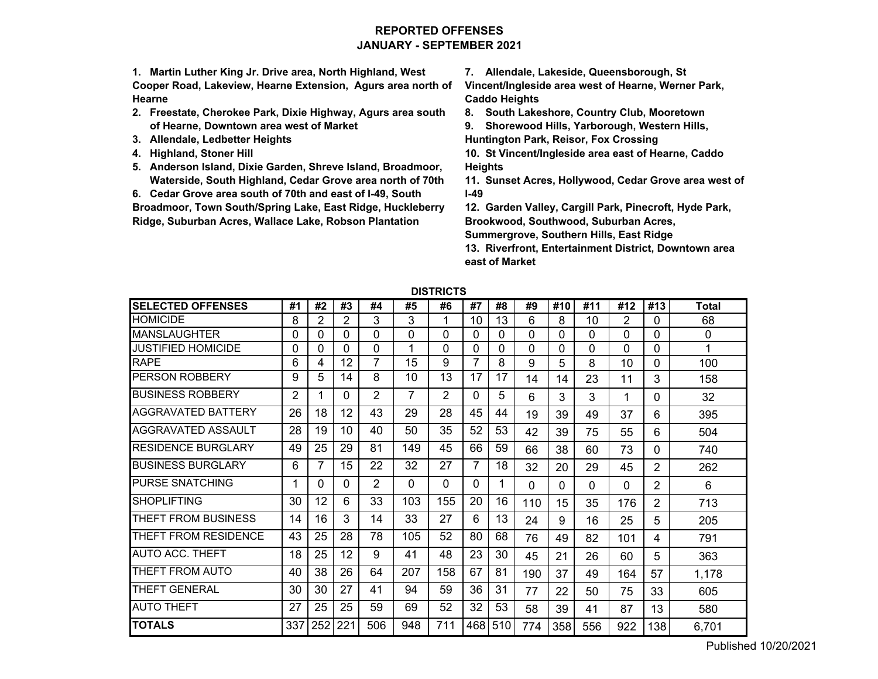# REPORTED OFFENSES
## JANUARY - SEPTEMBER 2021

1. Martin Luther King Jr. Drive area, North Highland, West Cooper Road, Lakeview, Hearne Extension, Agurs area north of Hearne
2. Freestate, Cherokee Park, Dixie Highway, Agurs area south of Hearne, Downtown area west of Market
3. Allendale, Ledbetter Heights
4. Highland, Stoner Hill
5. Anderson Island, Dixie Garden, Shreve Island, Broadmoor, Waterside, South Highland, Cedar Grove area north of 70th
6. Cedar Grove area south of 70th and east of I-49, South Broadmoor, Town South/Spring Lake, East Ridge, Huckleberry Ridge, Suburban Acres, Wallace Lake, Robson Plantation
7. Allendale, Lakeside, Queensborough, St Vincent/Ingleside area west of Hearne, Werner Park, Caddo Heights
8. South Lakeshore, Country Club, Mooretown
9. Shorewood Hills, Yarborough, Western Hills, Huntington Park, Reisor, Fox Crossing
10. St Vincent/Ingleside area east of Hearne, Caddo Heights
11. Sunset Acres, Hollywood, Cedar Grove area west of I-49
12. Garden Valley, Cargill Park, Pinecroft, Hyde Park, Brookwood, Southwood, Suburban Acres, Summergrove, Southern Hills, East Ridge
13. Riverfront, Entertainment District, Downtown area east of Market

**DISTRICTS**

| SELECTED OFFENSES | #1 | #2 | #3 | #4 | #5 | #6 | #7 | #8 | #9 | #10 | #11 | #12 | #13 | Total |
|---|---|---|---|---|---|---|---|---|---|---|---|---|---|---|
| HOMICIDE | 8 | 2 | 2 | 3 | 3 | 1 | 10 | 13 | 6 | 8 | 10 | 2 | 0 | 68 |
| MANSLAUGHTER | 0 | 0 | 0 | 0 | 0 | 0 | 0 | 0 | 0 | 0 | 0 | 0 | 0 | 0 |
| JUSTIFIED HOMICIDE | 0 | 0 | 0 | 0 | 1 | 0 | 0 | 0 | 0 | 0 | 0 | 0 | 0 | 1 |
| RAPE | 6 | 4 | 12 | 7 | 15 | 9 | 7 | 8 | 9 | 5 | 8 | 10 | 0 | 100 |
| PERSON ROBBERY | 9 | 5 | 14 | 8 | 10 | 13 | 17 | 17 | 14 | 14 | 23 | 11 | 3 | 158 |
| BUSINESS ROBBERY | 2 | 1 | 0 | 2 | 7 | 2 | 0 | 5 | 6 | 3 | 3 | 1 | 0 | 32 |
| AGGRAVATED BATTERY | 26 | 18 | 12 | 43 | 29 | 28 | 45 | 44 | 19 | 39 | 49 | 37 | 6 | 395 |
| AGGRAVATED ASSAULT | 28 | 19 | 10 | 40 | 50 | 35 | 52 | 53 | 42 | 39 | 75 | 55 | 6 | 504 |
| RESIDENCE BURGLARY | 49 | 25 | 29 | 81 | 149 | 45 | 66 | 59 | 66 | 38 | 60 | 73 | 0 | 740 |
| BUSINESS BURGLARY | 6 | 7 | 15 | 22 | 32 | 27 | 7 | 18 | 32 | 20 | 29 | 45 | 2 | 262 |
| PURSE SNATCHING | 1 | 0 | 0 | 2 | 0 | 0 | 0 | 1 | 0 | 0 | 0 | 0 | 2 | 6 |
| SHOPLIFTING | 30 | 12 | 6 | 33 | 103 | 155 | 20 | 16 | 110 | 15 | 35 | 176 | 2 | 713 |
| THEFT FROM BUSINESS | 14 | 16 | 3 | 14 | 33 | 27 | 6 | 13 | 24 | 9 | 16 | 25 | 5 | 205 |
| THEFT FROM RESIDENCE | 43 | 25 | 28 | 78 | 105 | 52 | 80 | 68 | 76 | 49 | 82 | 101 | 4 | 791 |
| AUTO ACC. THEFT | 18 | 25 | 12 | 9 | 41 | 48 | 23 | 30 | 45 | 21 | 26 | 60 | 5 | 363 |
| THEFT FROM AUTO | 40 | 38 | 26 | 64 | 207 | 158 | 67 | 81 | 190 | 37 | 49 | 164 | 57 | 1,178 |
| THEFT GENERAL | 30 | 30 | 27 | 41 | 94 | 59 | 36 | 31 | 77 | 22 | 50 | 75 | 33 | 605 |
| AUTO THEFT | 27 | 25 | 25 | 59 | 69 | 52 | 32 | 53 | 58 | 39 | 41 | 87 | 13 | 580 |
| **TOTALS** | 337 | 252 | 221 | 506 | 948 | 711 | 468 | 510 | 774 | 358 | 556 | 922 | 138 | 6,701 |

Published 10/20/2021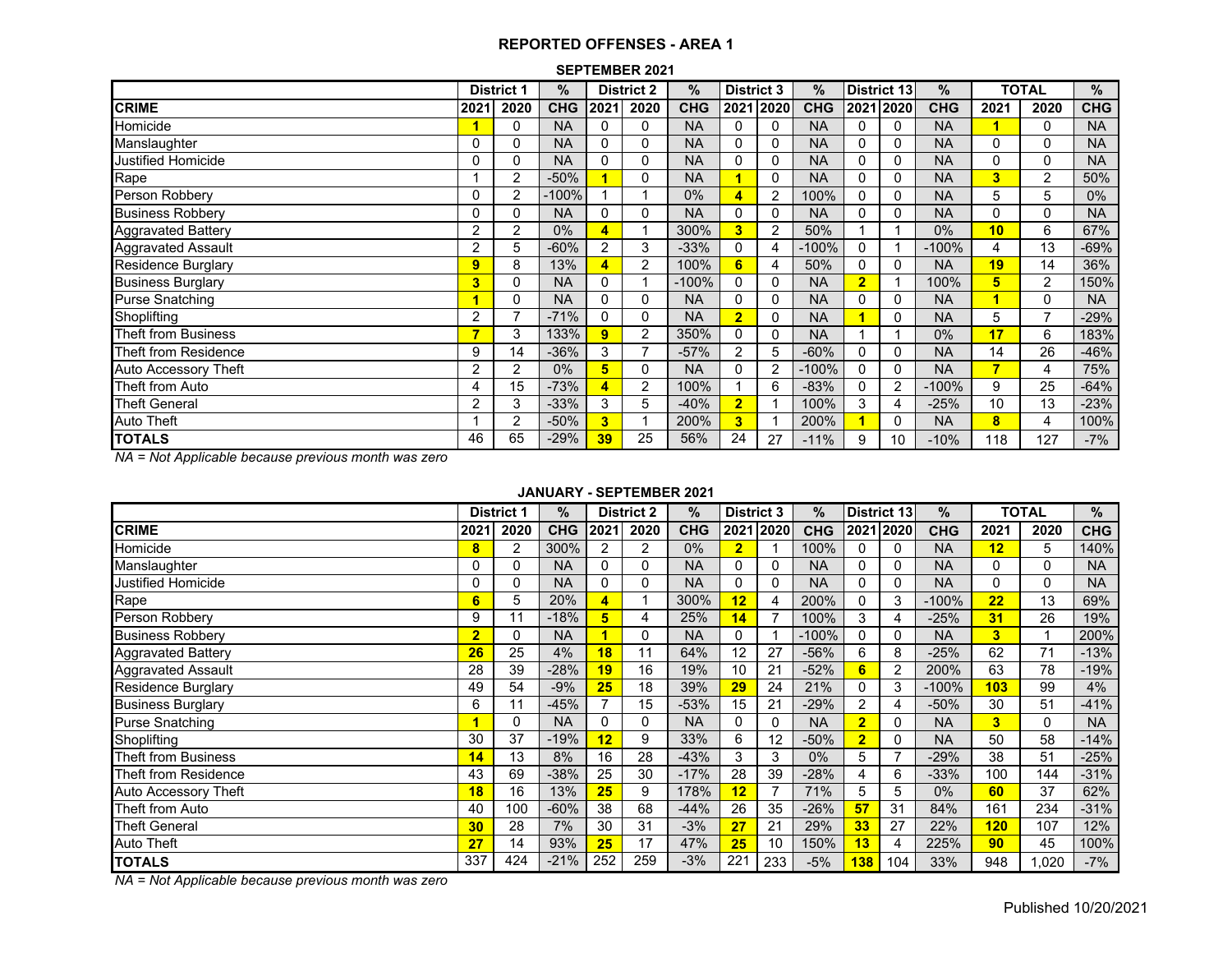## REPORTED OFFENSES - AREA 1

### SEPTEMBER 2021

| | District 1 | | % | District 2 | | % | District 3 | | % | District 13 | | % | TOTAL | | % |
|---|---|---|---|---|---|---|---|---|---|---|---|---|---|---|---|
| **CRIME** | **2021** | **2020** | **CHG** | **2021** | **2020** | **CHG** | **2021** | **2020** | **CHG** | **2021** | **2020** | **CHG** | **2021** | **2020** | **CHG** |
| Homicide | **1** | 0 | NA | 0 | 0 | NA | 0 | 0 | NA | 0 | 0 | NA | **1** | 0 | NA |
| Manslaughter | 0 | 0 | NA | 0 | 0 | NA | 0 | 0 | NA | 0 | 0 | NA | 0 | 0 | NA |
| Justified Homicide | 0 | 0 | NA | 0 | 0 | NA | 0 | 0 | NA | 0 | 0 | NA | 0 | 0 | NA |
| Rape | 1 | 2 | -50% | **1** | 0 | NA | **1** | 0 | NA | 0 | 0 | NA | **3** | 2 | 50% |
| Person Robbery | 0 | 2 | -100% | 1 | 1 | 0% | **4** | 2 | 100% | 0 | 0 | NA | 5 | 5 | 0% |
| Business Robbery | 0 | 0 | NA | 0 | 0 | NA | 0 | 0 | NA | 0 | 0 | NA | 0 | 0 | NA |
| Aggravated Battery | 2 | 2 | 0% | **4** | 1 | 300% | **3** | 2 | 50% | 1 | 1 | 0% | **10** | 6 | 67% |
| Aggravated Assault | 2 | 5 | -60% | 2 | 3 | -33% | 0 | 4 | -100% | 0 | 1 | -100% | 4 | 13 | -69% |
| Residence Burglary | **9** | 8 | 13% | **4** | 2 | 100% | **6** | 4 | 50% | 0 | 0 | NA | **19** | 14 | 36% |
| Business Burglary | **3** | 0 | NA | 0 | 1 | -100% | 0 | 0 | NA | **2** | 1 | 100% | **5** | 2 | 150% |
| Purse Snatching | **1** | 0 | NA | 0 | 0 | NA | 0 | 0 | NA | 0 | 0 | NA | **1** | 0 | NA |
| Shoplifting | 2 | 7 | -71% | 0 | 0 | NA | **2** | 0 | NA | **1** | 0 | NA | 5 | 7 | -29% |
| Theft from Business | **7** | 3 | 133% | **9** | 2 | 350% | 0 | 0 | NA | 1 | 1 | 0% | **17** | 6 | 183% |
| Theft from Residence | 9 | 14 | -36% | 3 | 7 | -57% | 2 | 5 | -60% | 0 | 0 | NA | 14 | 26 | -46% |
| Auto Accessory Theft | 2 | 2 | 0% | **5** | 0 | NA | 0 | 2 | -100% | 0 | 0 | NA | **7** | 4 | 75% |
| Theft from Auto | 4 | 15 | -73% | **4** | 2 | 100% | 1 | 6 | -83% | 0 | 2 | -100% | 9 | 25 | -64% |
| Theft General | 2 | 3 | -33% | 3 | 5 | -40% | **2** | 1 | 100% | 3 | 4 | -25% | 10 | 13 | -23% |
| Auto Theft | 1 | 2 | -50% | **3** | 1 | 200% | **3** | 1 | 200% | **1** | 0 | NA | **8** | 4 | 100% |
| **TOTALS** | 46 | 65 | -29% | **39** | 25 | 56% | 24 | 27 | -11% | 9 | 10 | -10% | 118 | 127 | -7% |

*NA = Not Applicable because previous month was zero*

### JANUARY - SEPTEMBER 2021

| | District 1 | | % | District 2 | | % | District 3 | | % | District 13 | | % | TOTAL | | % |
|---|---|---|---|---|---|---|---|---|---|---|---|---|---|---|---|
| **CRIME** | **2021** | **2020** | **CHG** | **2021** | **2020** | **CHG** | **2021** | **2020** | **CHG** | **2021** | **2020** | **CHG** | **2021** | **2020** | **CHG** |
| Homicide | **8** | 2 | 300% | 2 | 2 | 0% | **2** | 1 | 100% | 0 | 0 | NA | **12** | 5 | 140% |
| Manslaughter | 0 | 0 | NA | 0 | 0 | NA | 0 | 0 | NA | 0 | 0 | NA | 0 | 0 | NA |
| Justified Homicide | 0 | 0 | NA | 0 | 0 | NA | 0 | 0 | NA | 0 | 0 | NA | 0 | 0 | NA |
| Rape | **6** | 5 | 20% | **4** | 1 | 300% | **12** | 4 | 200% | 0 | 3 | -100% | **22** | 13 | 69% |
| Person Robbery | 9 | 11 | -18% | **5** | 4 | 25% | **14** | 7 | 100% | 3 | 4 | -25% | **31** | 26 | 19% |
| Business Robbery | **2** | 0 | NA | **1** | 0 | NA | 0 | 1 | -100% | 0 | 0 | NA | **3** | 1 | 200% |
| Aggravated Battery | **26** | 25 | 4% | **18** | 11 | 64% | 12 | 27 | -56% | 6 | 8 | -25% | 62 | 71 | -13% |
| Aggravated Assault | 28 | 39 | -28% | **19** | 16 | 19% | 10 | 21 | -52% | **6** | 2 | 200% | 63 | 78 | -19% |
| Residence Burglary | 49 | 54 | -9% | **25** | 18 | 39% | **29** | 24 | 21% | 0 | 3 | -100% | **103** | 99 | 4% |
| Business Burglary | 6 | 11 | -45% | 7 | 15 | -53% | 15 | 21 | -29% | 2 | 4 | -50% | 30 | 51 | -41% |
| Purse Snatching | **1** | 0 | NA | 0 | 0 | NA | 0 | 0 | NA | **2** | 0 | NA | **3** | 0 | NA |
| Shoplifting | 30 | 37 | -19% | **12** | 9 | 33% | 6 | 12 | -50% | **2** | 0 | NA | 50 | 58 | -14% |
| Theft from Business | **14** | 13 | 8% | 16 | 28 | -43% | 3 | 3 | 0% | 5 | 7 | -29% | 38 | 51 | -25% |
| Theft from Residence | 43 | 69 | -38% | 25 | 30 | -17% | 28 | 39 | -28% | 4 | 6 | -33% | 100 | 144 | -31% |
| Auto Accessory Theft | **18** | 16 | 13% | **25** | 9 | 178% | **12** | 7 | 71% | 5 | 5 | 0% | **60** | 37 | 62% |
| Theft from Auto | 40 | 100 | -60% | 38 | 68 | -44% | 26 | 35 | -26% | **57** | 31 | 84% | 161 | 234 | -31% |
| Theft General | **30** | 28 | 7% | 30 | 31 | -3% | **27** | 21 | 29% | **33** | 27 | 22% | **120** | 107 | 12% |
| Auto Theft | **27** | 14 | 93% | **25** | 17 | 47% | **25** | 10 | 150% | **13** | 4 | 225% | **90** | 45 | 100% |
| **TOTALS** | 337 | 424 | -21% | 252 | 259 | -3% | 221 | 233 | -5% | **138** | 104 | 33% | 948 | 1,020 | -7% |

*NA = Not Applicable because previous month was zero*

Published 10/20/2021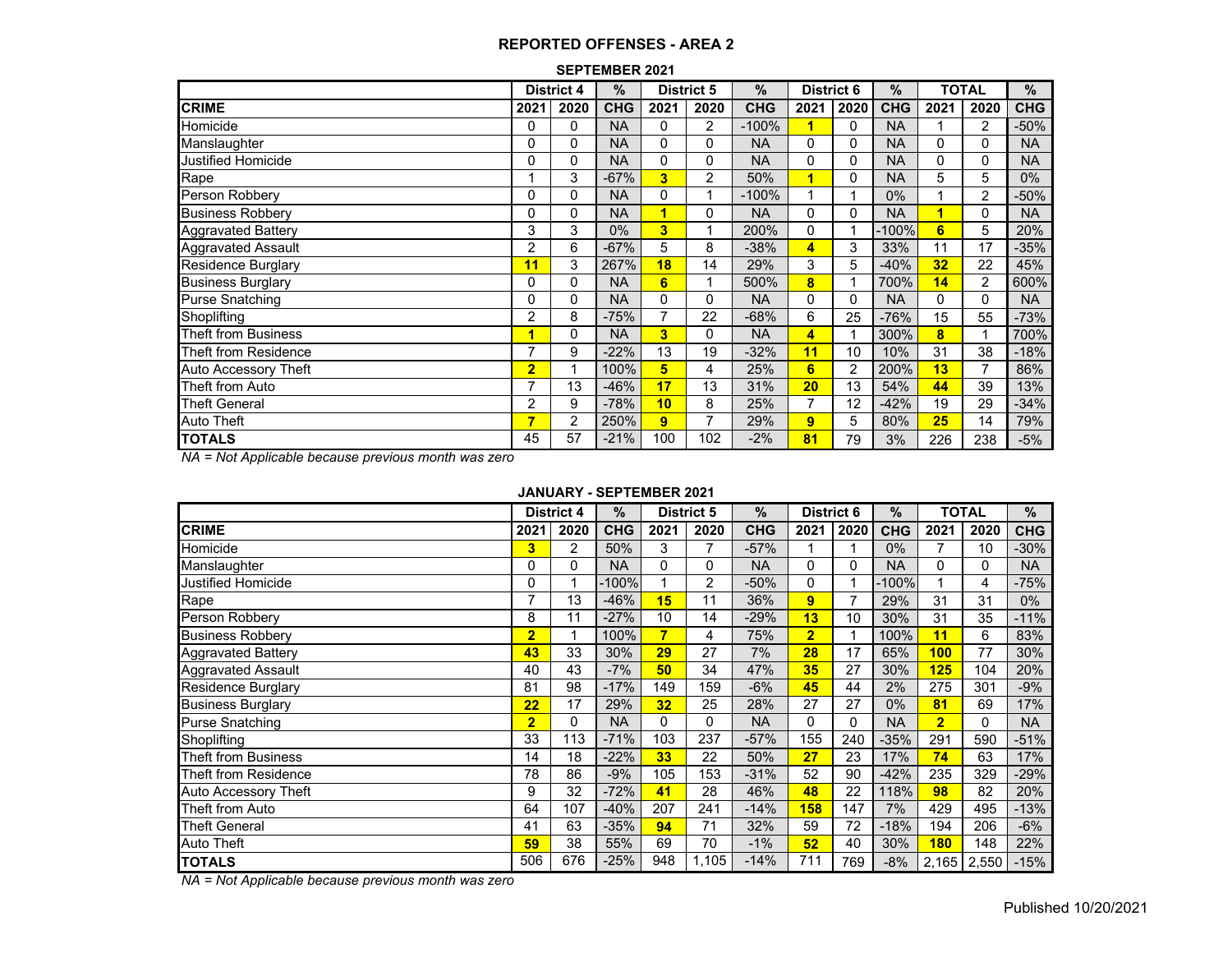# REPORTED OFFENSES - AREA 2

## SEPTEMBER 2021

| | District 4 | | % | District 5 | | % | District 6 | | % | TOTAL | | % |
|---|---|---|---|---|---|---|---|---|---|---|---|---|
| **CRIME** | **2021** | **2020** | **CHG** | **2021** | **2020** | **CHG** | **2021** | **2020** | **CHG** | **2021** | **2020** | **CHG** |
| Homicide | 0 | 0 | NA | 0 | 2 | -100% | **1** | 0 | NA | 1 | 2 | -50% |
| Manslaughter | 0 | 0 | NA | 0 | 0 | NA | 0 | 0 | NA | 0 | 0 | NA |
| Justified Homicide | 0 | 0 | NA | 0 | 0 | NA | 0 | 0 | NA | 0 | 0 | NA |
| Rape | 1 | 3 | -67% | **3** | 2 | 50% | **1** | 0 | NA | 5 | 5 | 0% |
| Person Robbery | 0 | 0 | NA | 0 | 1 | -100% | 1 | 1 | 0% | 1 | 2 | -50% |
| Business Robbery | 0 | 0 | NA | **1** | 0 | NA | 0 | 0 | NA | **1** | 0 | NA |
| Aggravated Battery | 3 | 3 | 0% | **3** | 1 | 200% | 0 | 1 | -100% | **6** | 5 | 20% |
| Aggravated Assault | 2 | 6 | -67% | 5 | 8 | -38% | **4** | 3 | 33% | 11 | 17 | -35% |
| Residence Burglary | **11** | 3 | 267% | **18** | 14 | 29% | 3 | 5 | -40% | **32** | 22 | 45% |
| Business Burglary | 0 | 0 | NA | **6** | 1 | 500% | **8** | 1 | 700% | **14** | 2 | 600% |
| Purse Snatching | 0 | 0 | NA | 0 | 0 | NA | 0 | 0 | NA | 0 | 0 | NA |
| Shoplifting | 2 | 8 | -75% | 7 | 22 | -68% | 6 | 25 | -76% | 15 | 55 | -73% |
| Theft from Business | **1** | 0 | NA | **3** | 0 | NA | **4** | 1 | 300% | **8** | 1 | 700% |
| Theft from Residence | 7 | 9 | -22% | 13 | 19 | -32% | **11** | 10 | 10% | 31 | 38 | -18% |
| Auto Accessory Theft | **2** | 1 | 100% | **5** | 4 | 25% | **6** | 2 | 200% | **13** | 7 | 86% |
| Theft from Auto | 7 | 13 | -46% | **17** | 13 | 31% | **20** | 13 | 54% | **44** | 39 | 13% |
| Theft General | 2 | 9 | -78% | **10** | 8 | 25% | 7 | 12 | -42% | 19 | 29 | -34% |
| Auto Theft | **7** | 2 | 250% | **9** | 7 | 29% | **9** | 5 | 80% | **25** | 14 | 79% |
| **TOTALS** | 45 | 57 | -21% | 100 | 102 | -2% | **81** | 79 | 3% | 226 | 238 | -5% |

*NA = Not Applicable because previous month was zero*

## JANUARY - SEPTEMBER 2021

| | District 4 | | % | District 5 | | % | District 6 | | % | TOTAL | | % |
|---|---|---|---|---|---|---|---|---|---|---|---|---|
| **CRIME** | **2021** | **2020** | **CHG** | **2021** | **2020** | **CHG** | **2021** | **2020** | **CHG** | **2021** | **2020** | **CHG** |
| Homicide | **3** | 2 | 50% | 3 | 7 | -57% | 1 | 1 | 0% | 7 | 10 | -30% |
| Manslaughter | 0 | 0 | NA | 0 | 0 | NA | 0 | 0 | NA | 0 | 0 | NA |
| Justified Homicide | 0 | 1 | -100% | 1 | 2 | -50% | 0 | 1 | -100% | 1 | 4 | -75% |
| Rape | 7 | 13 | -46% | **15** | 11 | 36% | **9** | 7 | 29% | 31 | 31 | 0% |
| Person Robbery | 8 | 11 | -27% | 10 | 14 | -29% | **13** | 10 | 30% | 31 | 35 | -11% |
| Business Robbery | **2** | 1 | 100% | **7** | 4 | 75% | **2** | 1 | 100% | **11** | 6 | 83% |
| Aggravated Battery | **43** | 33 | 30% | **29** | 27 | 7% | **28** | 17 | 65% | **100** | 77 | 30% |
| Aggravated Assault | 40 | 43 | -7% | **50** | 34 | 47% | **35** | 27 | 30% | **125** | 104 | 20% |
| Residence Burglary | 81 | 98 | -17% | 149 | 159 | -6% | **45** | 44 | 2% | 275 | 301 | -9% |
| Business Burglary | **22** | 17 | 29% | **32** | 25 | 28% | 27 | 27 | 0% | **81** | 69 | 17% |
| Purse Snatching | **2** | 0 | NA | 0 | 0 | NA | 0 | 0 | NA | **2** | 0 | NA |
| Shoplifting | 33 | 113 | -71% | 103 | 237 | -57% | 155 | 240 | -35% | 291 | 590 | -51% |
| Theft from Business | 14 | 18 | -22% | **33** | 22 | 50% | **27** | 23 | 17% | **74** | 63 | 17% |
| Theft from Residence | 78 | 86 | -9% | 105 | 153 | -31% | 52 | 90 | -42% | 235 | 329 | -29% |
| Auto Accessory Theft | 9 | 32 | -72% | **41** | 28 | 46% | **48** | 22 | 118% | **98** | 82 | 20% |
| Theft from Auto | 64 | 107 | -40% | 207 | 241 | -14% | **158** | 147 | 7% | 429 | 495 | -13% |
| Theft General | 41 | 63 | -35% | **94** | 71 | 32% | 59 | 72 | -18% | 194 | 206 | -6% |
| Auto Theft | **59** | 38 | 55% | 69 | 70 | -1% | **52** | 40 | 30% | **180** | 148 | 22% |
| **TOTALS** | 506 | 676 | -25% | 948 | 1,105 | -14% | 711 | 769 | -8% | 2,165 | 2,550 | -15% |

*NA = Not Applicable because previous month was zero*

Published 10/20/2021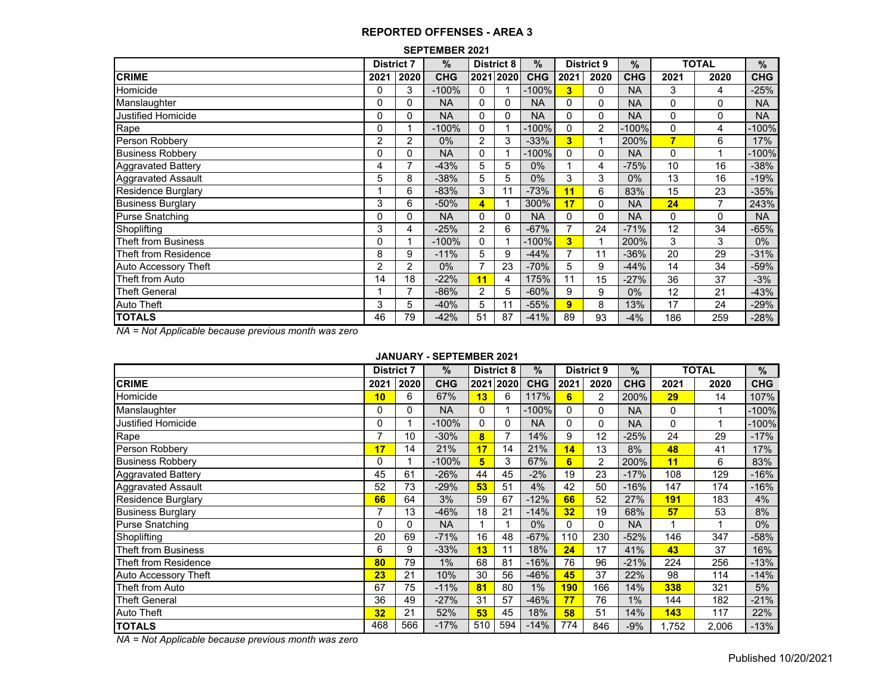## REPORTED OFFENSES - AREA 3

### SEPTEMBER 2021

| | District 7 | | % | District 8 | | % | District 9 | | % | TOTAL | | % |
|---|---|---|---|---|---|---|---|---|---|---|---|---|
| **CRIME** | **2021** | **2020** | **CHG** | **2021** | **2020** | **CHG** | **2021** | **2020** | **CHG** | **2021** | **2020** | **CHG** |
| Homicide | 0 | 3 | -100% | 0 | 1 | -100% | **3** | 0 | NA | 3 | 4 | -25% |
| Manslaughter | 0 | 0 | NA | 0 | 0 | NA | 0 | 0 | NA | 0 | 0 | NA |
| Justified Homicide | 0 | 0 | NA | 0 | 0 | NA | 0 | 0 | NA | 0 | 0 | NA |
| Rape | 0 | 1 | -100% | 0 | 1 | -100% | 0 | 2 | -100% | 0 | 4 | -100% |
| Person Robbery | 2 | 2 | 0% | 2 | 3 | -33% | **3** | 1 | 200% | **7** | 6 | 17% |
| Business Robbery | 0 | 0 | NA | 0 | 1 | -100% | 0 | 0 | NA | 0 | 1 | -100% |
| Aggravated Battery | 4 | 7 | -43% | 5 | 5 | 0% | 1 | 4 | -75% | 10 | 16 | -38% |
| Aggravated Assault | 5 | 8 | -38% | 5 | 5 | 0% | 3 | 3 | 0% | 13 | 16 | -19% |
| Residence Burglary | 1 | 6 | -83% | 3 | 11 | -73% | **11** | 6 | 83% | 15 | 23 | -35% |
| Business Burglary | 3 | 6 | -50% | **4** | 1 | 300% | **17** | 0 | NA | **24** | 7 | 243% |
| Purse Snatching | 0 | 0 | NA | 0 | 0 | NA | 0 | 0 | NA | 0 | 0 | NA |
| Shoplifting | 3 | 4 | -25% | 2 | 6 | -67% | 7 | 24 | -71% | 12 | 34 | -65% |
| Theft from Business | 0 | 1 | -100% | 0 | 1 | -100% | **3** | 1 | 200% | 3 | 3 | 0% |
| Theft from Residence | 8 | 9 | -11% | 5 | 9 | -44% | 7 | 11 | -36% | 20 | 29 | -31% |
| Auto Accessory Theft | 2 | 2 | 0% | 7 | 23 | -70% | 5 | 9 | -44% | 14 | 34 | -59% |
| Theft from Auto | 14 | 18 | -22% | **11** | 4 | 175% | 11 | 15 | -27% | 36 | 37 | -3% |
| Theft General | 1 | 7 | -86% | 2 | 5 | -60% | 9 | 9 | 0% | 12 | 21 | -43% |
| Auto Theft | 3 | 5 | -40% | 5 | 11 | -55% | **9** | 8 | 13% | 17 | 24 | -29% |
| **TOTALS** | 46 | 79 | -42% | 51 | 87 | -41% | 89 | 93 | -4% | 186 | 259 | -28% |

*NA = Not Applicable because previous month was zero*

### JANUARY - SEPTEMBER 2021

| | District 7 | | % | District 8 | | % | District 9 | | % | TOTAL | | % |
|---|---|---|---|---|---|---|---|---|---|---|---|---|
| **CRIME** | **2021** | **2020** | **CHG** | **2021** | **2020** | **CHG** | **2021** | **2020** | **CHG** | **2021** | **2020** | **CHG** |
| Homicide | **10** | 6 | 67% | **13** | 6 | 117% | **6** | 2 | 200% | **29** | 14 | 107% |
| Manslaughter | 0 | 0 | NA | 0 | 1 | -100% | 0 | 0 | NA | 0 | 1 | -100% |
| Justified Homicide | 0 | 1 | -100% | 0 | 0 | NA | 0 | 0 | NA | 0 | 1 | -100% |
| Rape | 7 | 10 | -30% | **8** | 7 | 14% | 9 | 12 | -25% | 24 | 29 | -17% |
| Person Robbery | **17** | 14 | 21% | **17** | 14 | 21% | **14** | 13 | 8% | **48** | 41 | 17% |
| Business Robbery | 0 | 1 | -100% | **5** | 3 | 67% | **6** | 2 | 200% | **11** | 6 | 83% |
| Aggravated Battery | 45 | 61 | -26% | 44 | 45 | -2% | 19 | 23 | -17% | 108 | 129 | -16% |
| Aggravated Assault | 52 | 73 | -29% | **53** | 51 | 4% | 42 | 50 | -16% | 147 | 174 | -16% |
| Residence Burglary | **66** | 64 | 3% | 59 | 67 | -12% | **66** | 52 | 27% | **191** | 183 | 4% |
| Business Burglary | 7 | 13 | -46% | 18 | 21 | -14% | **32** | 19 | 68% | **57** | 53 | 8% |
| Purse Snatching | 0 | 0 | NA | 1 | 1 | 0% | 0 | 0 | NA | 1 | 1 | 0% |
| Shoplifting | 20 | 69 | -71% | 16 | 48 | -67% | 110 | 230 | -52% | 146 | 347 | -58% |
| Theft from Business | 6 | 9 | -33% | **13** | 11 | 18% | **24** | 17 | 41% | **43** | 37 | 16% |
| Theft from Residence | **80** | 79 | 1% | 68 | 81 | -16% | 76 | 96 | -21% | 224 | 256 | -13% |
| Auto Accessory Theft | **23** | 21 | 10% | 30 | 56 | -46% | **45** | 37 | 22% | 98 | 114 | -14% |
| Theft from Auto | 67 | 75 | -11% | **81** | 80 | 1% | **190** | 166 | 14% | **338** | 321 | 5% |
| Theft General | 36 | 49 | -27% | 31 | 57 | -46% | **77** | 76 | 1% | 144 | 182 | -21% |
| Auto Theft | **32** | 21 | 52% | **53** | 45 | 18% | **58** | 51 | 14% | **143** | 117 | 22% |
| **TOTALS** | 468 | 566 | -17% | 510 | 594 | -14% | 774 | 846 | -9% | 1,752 | 2,006 | -13% |

*NA = Not Applicable because previous month was zero*

Published 10/20/2021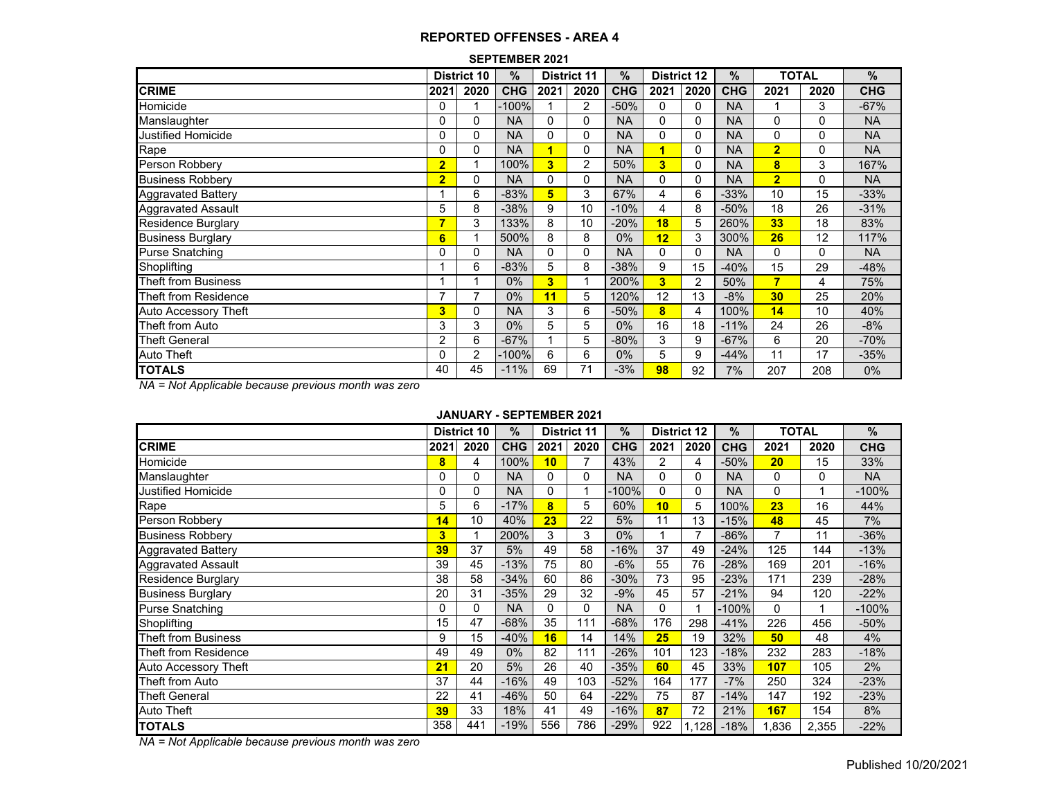## REPORTED OFFENSES - AREA 4

### SEPTEMBER 2021

| | District 10 | | % | District 11 | | % | District 12 | | % | TOTAL | | % |
|---|---|---|---|---|---|---|---|---|---|---|---|---|
| **CRIME** | **2021** | **2020** | **CHG** | **2021** | **2020** | **CHG** | **2021** | **2020** | **CHG** | **2021** | **2020** | **CHG** |
| Homicide | 0 | 1 | -100% | 1 | 2 | -50% | 0 | 0 | NA | 1 | 3 | -67% |
| Manslaughter | 0 | 0 | NA | 0 | 0 | NA | 0 | 0 | NA | 0 | 0 | NA |
| Justified Homicide | 0 | 0 | NA | 0 | 0 | NA | 0 | 0 | NA | 0 | 0 | NA |
| Rape | 0 | 0 | NA | **1** | 0 | NA | **1** | 0 | NA | **2** | 0 | NA |
| Person Robbery | **2** | 1 | 100% | **3** | 2 | 50% | **3** | 0 | NA | **8** | 3 | 167% |
| Business Robbery | **2** | 0 | NA | 0 | 0 | NA | 0 | 0 | NA | **2** | 0 | NA |
| Aggravated Battery | 1 | 6 | -83% | **5** | 3 | 67% | 4 | 6 | -33% | 10 | 15 | -33% |
| Aggravated Assault | 5 | 8 | -38% | 9 | 10 | -10% | 4 | 8 | -50% | 18 | 26 | -31% |
| Residence Burglary | **7** | 3 | 133% | 8 | 10 | -20% | **18** | 5 | 260% | **33** | 18 | 83% |
| Business Burglary | **6** | 1 | 500% | 8 | 8 | 0% | **12** | 3 | 300% | **26** | 12 | 117% |
| Purse Snatching | 0 | 0 | NA | 0 | 0 | NA | 0 | 0 | NA | 0 | 0 | NA |
| Shoplifting | 1 | 6 | -83% | 5 | 8 | -38% | 9 | 15 | -40% | 15 | 29 | -48% |
| Theft from Business | 1 | 1 | 0% | **3** | 1 | 200% | **3** | 2 | 50% | **7** | 4 | 75% |
| Theft from Residence | 7 | 7 | 0% | **11** | 5 | 120% | 12 | 13 | -8% | **30** | 25 | 20% |
| Auto Accessory Theft | **3** | 0 | NA | 3 | 6 | -50% | **8** | 4 | 100% | **14** | 10 | 40% |
| Theft from Auto | 3 | 3 | 0% | 5 | 5 | 0% | 16 | 18 | -11% | 24 | 26 | -8% |
| Theft General | 2 | 6 | -67% | 1 | 5 | -80% | 3 | 9 | -67% | 6 | 20 | -70% |
| Auto Theft | 0 | 2 | -100% | 6 | 6 | 0% | 5 | 9 | -44% | 11 | 17 | -35% |
| **TOTALS** | 40 | 45 | -11% | 69 | 71 | -3% | **98** | 92 | 7% | 207 | 208 | 0% |

*NA = Not Applicable because previous month was zero*

### JANUARY - SEPTEMBER 2021

| | District 10 | | % | District 11 | | % | District 12 | | % | TOTAL | | % |
|---|---|---|---|---|---|---|---|---|---|---|---|---|
| **CRIME** | **2021** | **2020** | **CHG** | **2021** | **2020** | **CHG** | **2021** | **2020** | **CHG** | **2021** | **2020** | **CHG** |
| Homicide | **8** | 4 | 100% | **10** | 7 | 43% | 2 | 4 | -50% | **20** | 15 | 33% |
| Manslaughter | 0 | 0 | NA | 0 | 0 | NA | 0 | 0 | NA | 0 | 0 | NA |
| Justified Homicide | 0 | 0 | NA | 0 | 1 | -100% | 0 | 0 | NA | 0 | 1 | -100% |
| Rape | 5 | 6 | -17% | **8** | 5 | 60% | **10** | 5 | 100% | **23** | 16 | 44% |
| Person Robbery | **14** | 10 | 40% | **23** | 22 | 5% | 11 | 13 | -15% | **48** | 45 | 7% |
| Business Robbery | **3** | 1 | 200% | 3 | 3 | 0% | 1 | 7 | -86% | 7 | 11 | -36% |
| Aggravated Battery | **39** | 37 | 5% | 49 | 58 | -16% | 37 | 49 | -24% | 125 | 144 | -13% |
| Aggravated Assault | 39 | 45 | -13% | 75 | 80 | -6% | 55 | 76 | -28% | 169 | 201 | -16% |
| Residence Burglary | 38 | 58 | -34% | 60 | 86 | -30% | 73 | 95 | -23% | 171 | 239 | -28% |
| Business Burglary | 20 | 31 | -35% | 29 | 32 | -9% | 45 | 57 | -21% | 94 | 120 | -22% |
| Purse Snatching | 0 | 0 | NA | 0 | 0 | NA | 0 | 1 | -100% | 0 | 1 | -100% |
| Shoplifting | 15 | 47 | -68% | 35 | 111 | -68% | 176 | 298 | -41% | 226 | 456 | -50% |
| Theft from Business | 9 | 15 | -40% | **16** | 14 | 14% | **25** | 19 | 32% | **50** | 48 | 4% |
| Theft from Residence | 49 | 49 | 0% | 82 | 111 | -26% | 101 | 123 | -18% | 232 | 283 | -18% |
| Auto Accessory Theft | **21** | 20 | 5% | 26 | 40 | -35% | **60** | 45 | 33% | **107** | 105 | 2% |
| Theft from Auto | 37 | 44 | -16% | 49 | 103 | -52% | 164 | 177 | -7% | 250 | 324 | -23% |
| Theft General | 22 | 41 | -46% | 50 | 64 | -22% | 75 | 87 | -14% | 147 | 192 | -23% |
| Auto Theft | **39** | 33 | 18% | 41 | 49 | -16% | **87** | 72 | 21% | **167** | 154 | 8% |
| **TOTALS** | 358 | 441 | -19% | 556 | 786 | -29% | 922 | 1,128 | -18% | 1,836 | 2,355 | -22% |

*NA = Not Applicable because previous month was zero*

Published 10/20/2021